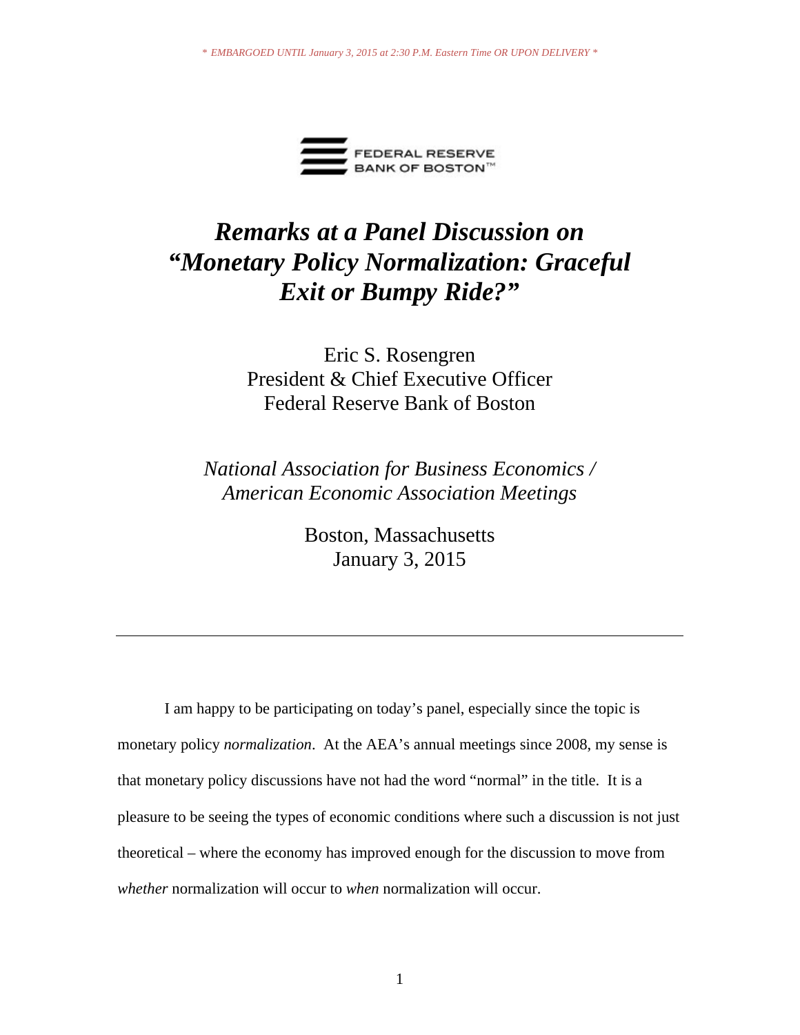*\* EMBARGOED UNTIL January 3, 2015 at 2:30 P.M. Eastern Time OR UPON DELIVERY \**

FEDERAL RESERVE BANK OF BOSTON™

# *Remarks at a Panel Discussion on "Monetary Policy Normalization: Graceful Exit or Bumpy Ride?"*

Eric S. Rosengren
President & Chief Executive Officer
Federal Reserve Bank of Boston

*National Association for Business Economics / American Economic Association Meetings*

Boston, Massachusetts
January 3, 2015

---

I am happy to be participating on today's panel, especially since the topic is monetary policy *normalization*. At the AEA's annual meetings since 2008, my sense is that monetary policy discussions have not had the word "normal" in the title. It is a pleasure to be seeing the types of economic conditions where such a discussion is not just theoretical – where the economy has improved enough for the discussion to move from *whether* normalization will occur to *when* normalization will occur.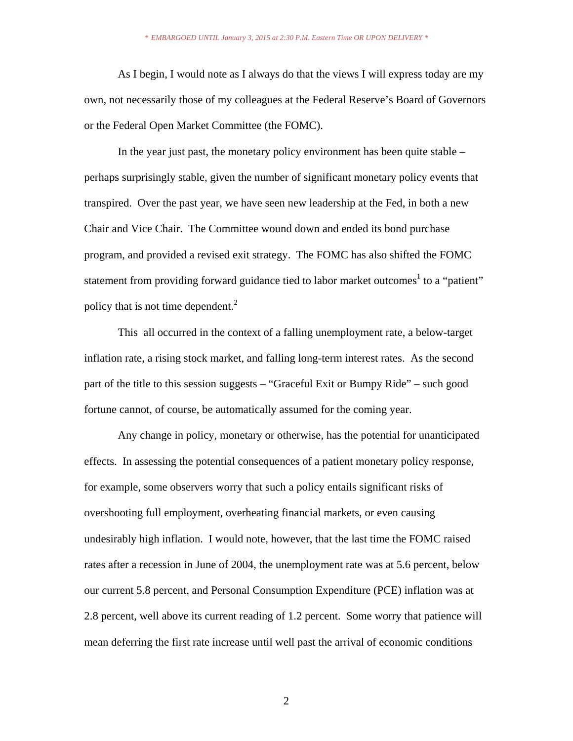As I begin, I would note as I always do that the views I will express today are my own, not necessarily those of my colleagues at the Federal Reserve's Board of Governors or the Federal Open Market Committee (the FOMC).

In the year just past, the monetary policy environment has been quite stable – perhaps surprisingly stable, given the number of significant monetary policy events that transpired. Over the past year, we have seen new leadership at the Fed, in both a new Chair and Vice Chair. The Committee wound down and ended its bond purchase program, and provided a revised exit strategy. The FOMC has also shifted the FOMC statement from providing forward guidance tied to labor market outcomes[1] to a "patient" policy that is not time dependent.[2]

This all occurred in the context of a falling unemployment rate, a below-target inflation rate, a rising stock market, and falling long-term interest rates. As the second part of the title to this session suggests – "Graceful Exit or Bumpy Ride" – such good fortune cannot, of course, be automatically assumed for the coming year.

Any change in policy, monetary or otherwise, has the potential for unanticipated effects. In assessing the potential consequences of a patient monetary policy response, for example, some observers worry that such a policy entails significant risks of overshooting full employment, overheating financial markets, or even causing undesirably high inflation. I would note, however, that the last time the FOMC raised rates after a recession in June of 2004, the unemployment rate was at 5.6 percent, below our current 5.8 percent, and Personal Consumption Expenditure (PCE) inflation was at 2.8 percent, well above its current reading of 1.2 percent. Some worry that patience will mean deferring the first rate increase until well past the arrival of economic conditions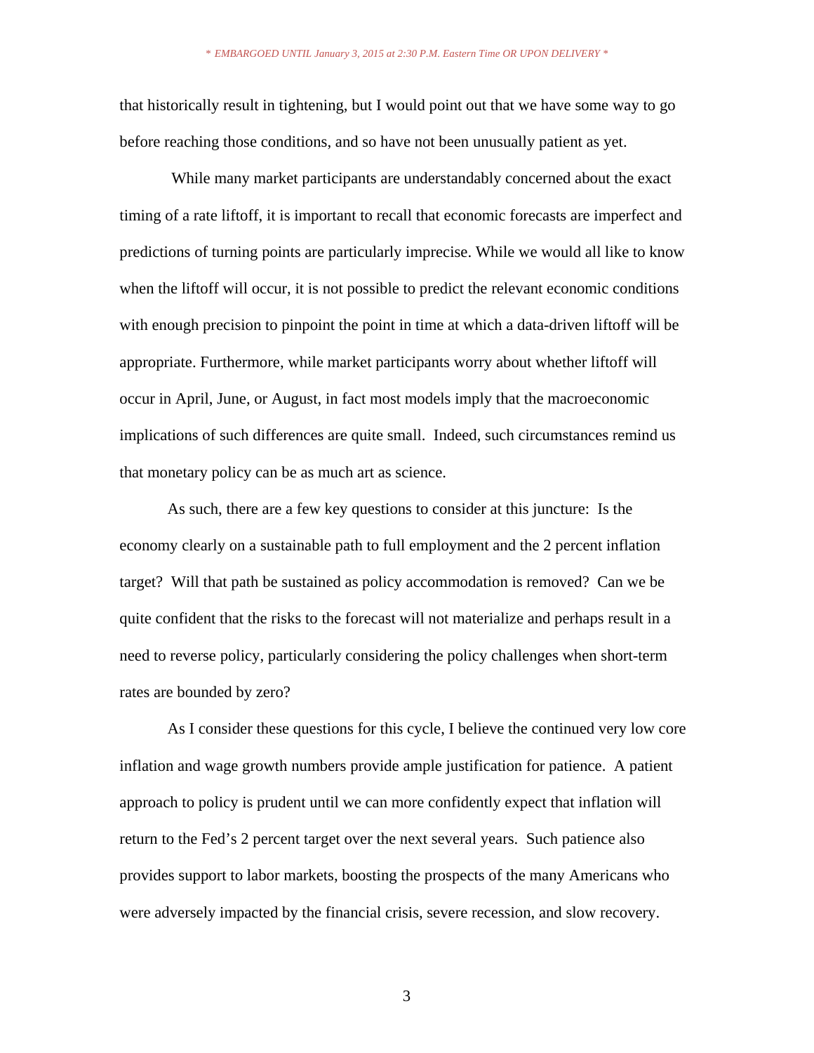that historically result in tightening, but I would point out that we have some way to go before reaching those conditions, and so have not been unusually patient as yet.

While many market participants are understandably concerned about the exact timing of a rate liftoff, it is important to recall that economic forecasts are imperfect and predictions of turning points are particularly imprecise. While we would all like to know when the liftoff will occur, it is not possible to predict the relevant economic conditions with enough precision to pinpoint the point in time at which a data-driven liftoff will be appropriate. Furthermore, while market participants worry about whether liftoff will occur in April, June, or August, in fact most models imply that the macroeconomic implications of such differences are quite small. Indeed, such circumstances remind us that monetary policy can be as much art as science.

As such, there are a few key questions to consider at this juncture: Is the economy clearly on a sustainable path to full employment and the 2 percent inflation target? Will that path be sustained as policy accommodation is removed? Can we be quite confident that the risks to the forecast will not materialize and perhaps result in a need to reverse policy, particularly considering the policy challenges when short-term rates are bounded by zero?

As I consider these questions for this cycle, I believe the continued very low core inflation and wage growth numbers provide ample justification for patience. A patient approach to policy is prudent until we can more confidently expect that inflation will return to the Fed's 2 percent target over the next several years. Such patience also provides support to labor markets, boosting the prospects of the many Americans who were adversely impacted by the financial crisis, severe recession, and slow recovery.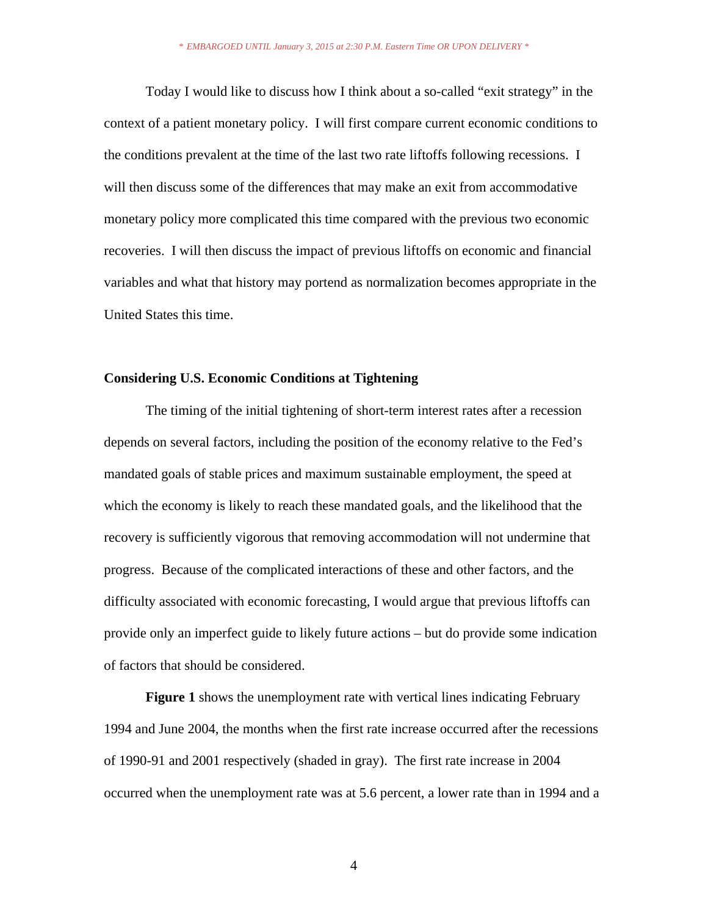Today I would like to discuss how I think about a so-called “exit strategy” in the context of a patient monetary policy. I will first compare current economic conditions to the conditions prevalent at the time of the last two rate liftoffs following recessions. I will then discuss some of the differences that may make an exit from accommodative monetary policy more complicated this time compared with the previous two economic recoveries. I will then discuss the impact of previous liftoffs on economic and financial variables and what that history may portend as normalization becomes appropriate in the United States this time.

## Considering U.S. Economic Conditions at Tightening

The timing of the initial tightening of short-term interest rates after a recession depends on several factors, including the position of the economy relative to the Fed’s mandated goals of stable prices and maximum sustainable employment, the speed at which the economy is likely to reach these mandated goals, and the likelihood that the recovery is sufficiently vigorous that removing accommodation will not undermine that progress. Because of the complicated interactions of these and other factors, and the difficulty associated with economic forecasting, I would argue that previous liftoffs can provide only an imperfect guide to likely future actions – but do provide some indication of factors that should be considered.

**Figure 1** shows the unemployment rate with vertical lines indicating February 1994 and June 2004, the months when the first rate increase occurred after the recessions of 1990-91 and 2001 respectively (shaded in gray). The first rate increase in 2004 occurred when the unemployment rate was at 5.6 percent, a lower rate than in 1994 and a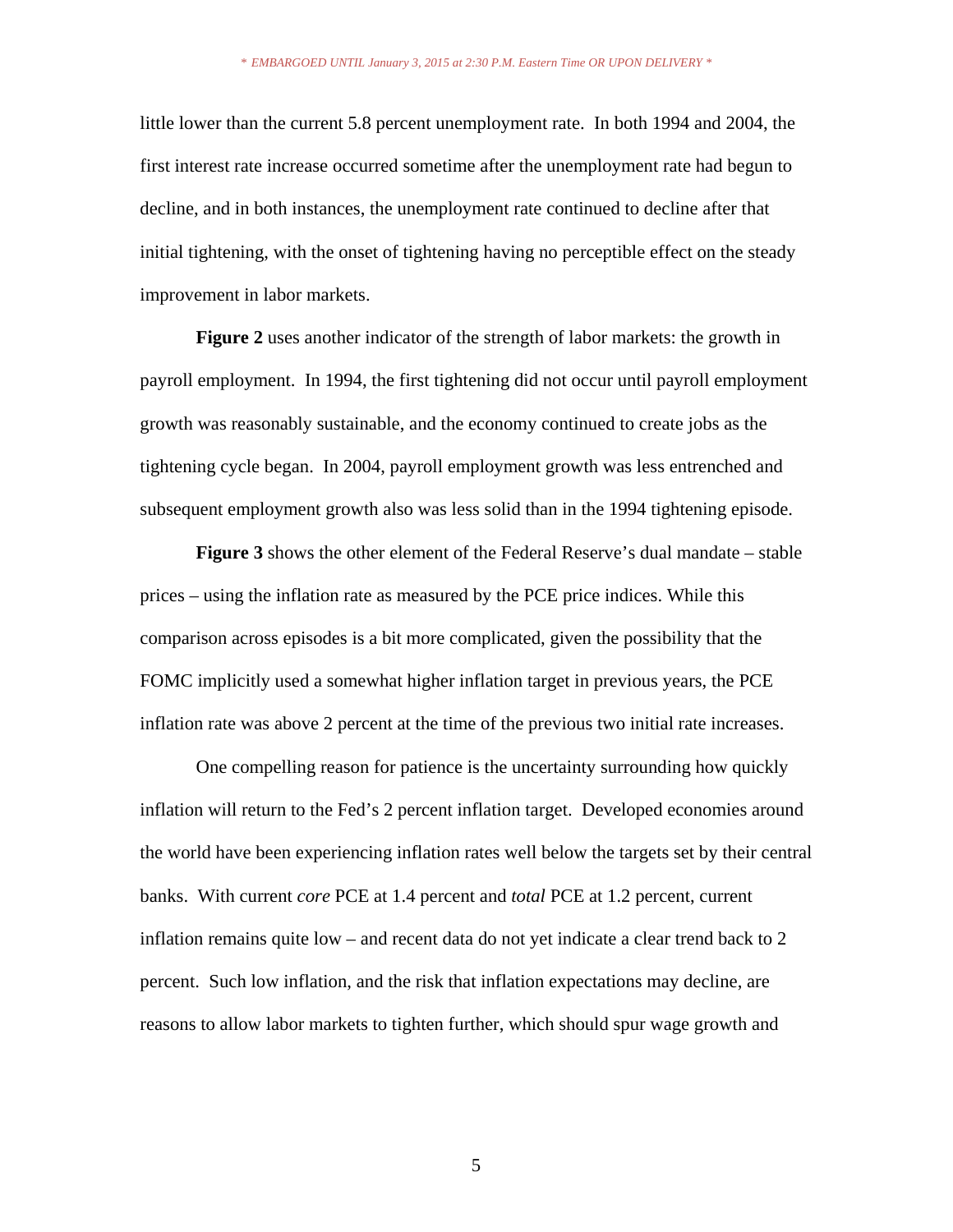little lower than the current 5.8 percent unemployment rate. In both 1994 and 2004, the first interest rate increase occurred sometime after the unemployment rate had begun to decline, and in both instances, the unemployment rate continued to decline after that initial tightening, with the onset of tightening having no perceptible effect on the steady improvement in labor markets.

**Figure 2** uses another indicator of the strength of labor markets: the growth in payroll employment. In 1994, the first tightening did not occur until payroll employment growth was reasonably sustainable, and the economy continued to create jobs as the tightening cycle began. In 2004, payroll employment growth was less entrenched and subsequent employment growth also was less solid than in the 1994 tightening episode.

**Figure 3** shows the other element of the Federal Reserve's dual mandate – stable prices – using the inflation rate as measured by the PCE price indices. While this comparison across episodes is a bit more complicated, given the possibility that the FOMC implicitly used a somewhat higher inflation target in previous years, the PCE inflation rate was above 2 percent at the time of the previous two initial rate increases.

One compelling reason for patience is the uncertainty surrounding how quickly inflation will return to the Fed's 2 percent inflation target. Developed economies around the world have been experiencing inflation rates well below the targets set by their central banks. With current *core* PCE at 1.4 percent and *total* PCE at 1.2 percent, current inflation remains quite low – and recent data do not yet indicate a clear trend back to 2 percent. Such low inflation, and the risk that inflation expectations may decline, are reasons to allow labor markets to tighten further, which should spur wage growth and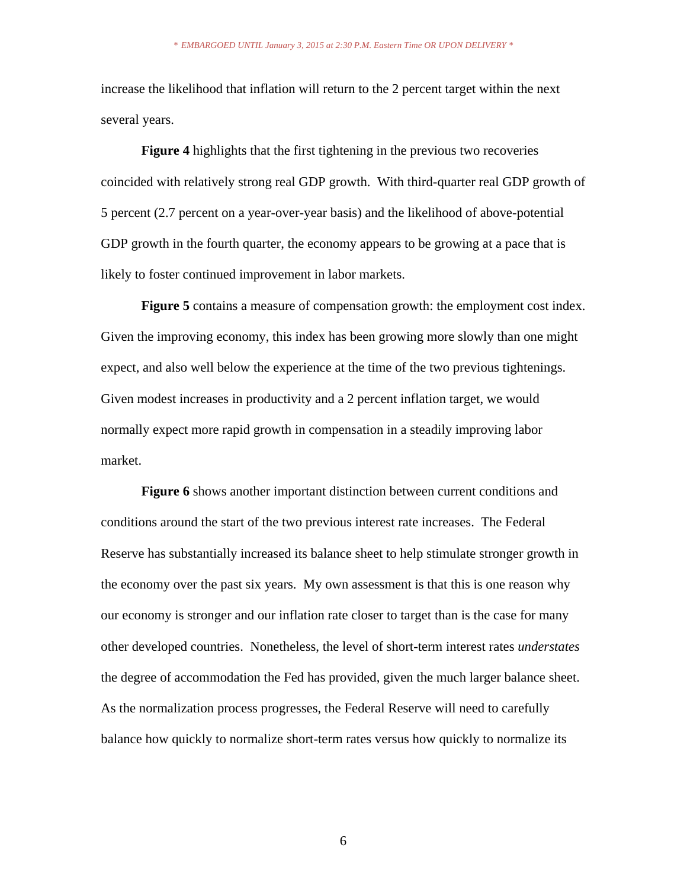increase the likelihood that inflation will return to the 2 percent target within the next several years.

**Figure 4** highlights that the first tightening in the previous two recoveries coincided with relatively strong real GDP growth. With third-quarter real GDP growth of 5 percent (2.7 percent on a year-over-year basis) and the likelihood of above-potential GDP growth in the fourth quarter, the economy appears to be growing at a pace that is likely to foster continued improvement in labor markets.

**Figure 5** contains a measure of compensation growth: the employment cost index. Given the improving economy, this index has been growing more slowly than one might expect, and also well below the experience at the time of the two previous tightenings. Given modest increases in productivity and a 2 percent inflation target, we would normally expect more rapid growth in compensation in a steadily improving labor market.

**Figure 6** shows another important distinction between current conditions and conditions around the start of the two previous interest rate increases. The Federal Reserve has substantially increased its balance sheet to help stimulate stronger growth in the economy over the past six years. My own assessment is that this is one reason why our economy is stronger and our inflation rate closer to target than is the case for many other developed countries. Nonetheless, the level of short-term interest rates *understates* the degree of accommodation the Fed has provided, given the much larger balance sheet. As the normalization process progresses, the Federal Reserve will need to carefully balance how quickly to normalize short-term rates versus how quickly to normalize its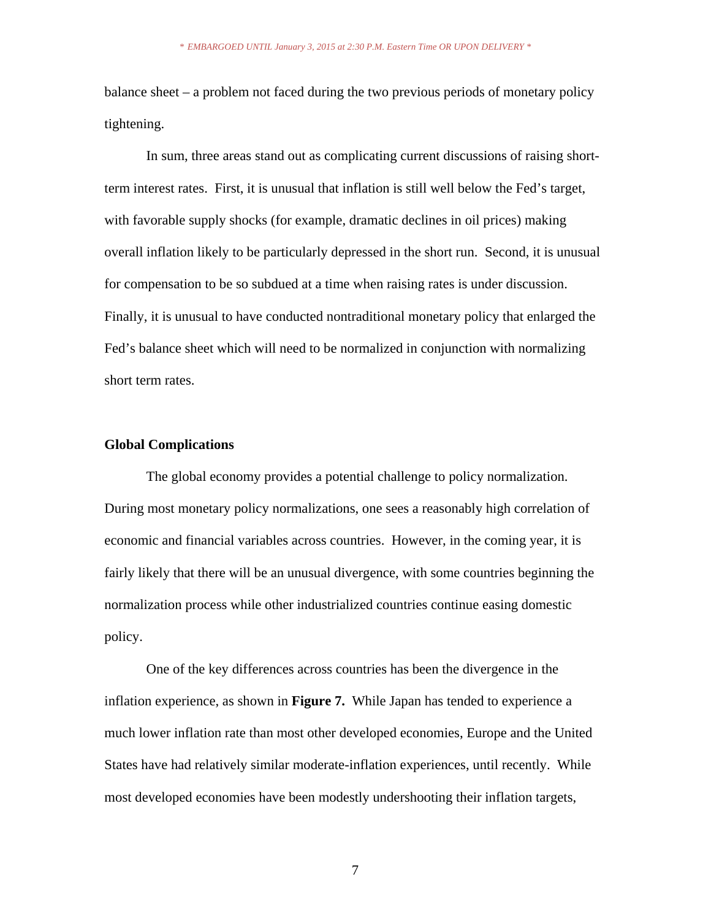balance sheet – a problem not faced during the two previous periods of monetary policy tightening.

In sum, three areas stand out as complicating current discussions of raising short-term interest rates. First, it is unusual that inflation is still well below the Fed's target, with favorable supply shocks (for example, dramatic declines in oil prices) making overall inflation likely to be particularly depressed in the short run. Second, it is unusual for compensation to be so subdued at a time when raising rates is under discussion. Finally, it is unusual to have conducted nontraditional monetary policy that enlarged the Fed's balance sheet which will need to be normalized in conjunction with normalizing short term rates.

**Global Complications**

The global economy provides a potential challenge to policy normalization. During most monetary policy normalizations, one sees a reasonably high correlation of economic and financial variables across countries. However, in the coming year, it is fairly likely that there will be an unusual divergence, with some countries beginning the normalization process while other industrialized countries continue easing domestic policy.

One of the key differences across countries has been the divergence in the inflation experience, as shown in **Figure 7.** While Japan has tended to experience a much lower inflation rate than most other developed economies, Europe and the United States have had relatively similar moderate-inflation experiences, until recently. While most developed economies have been modestly undershooting their inflation targets,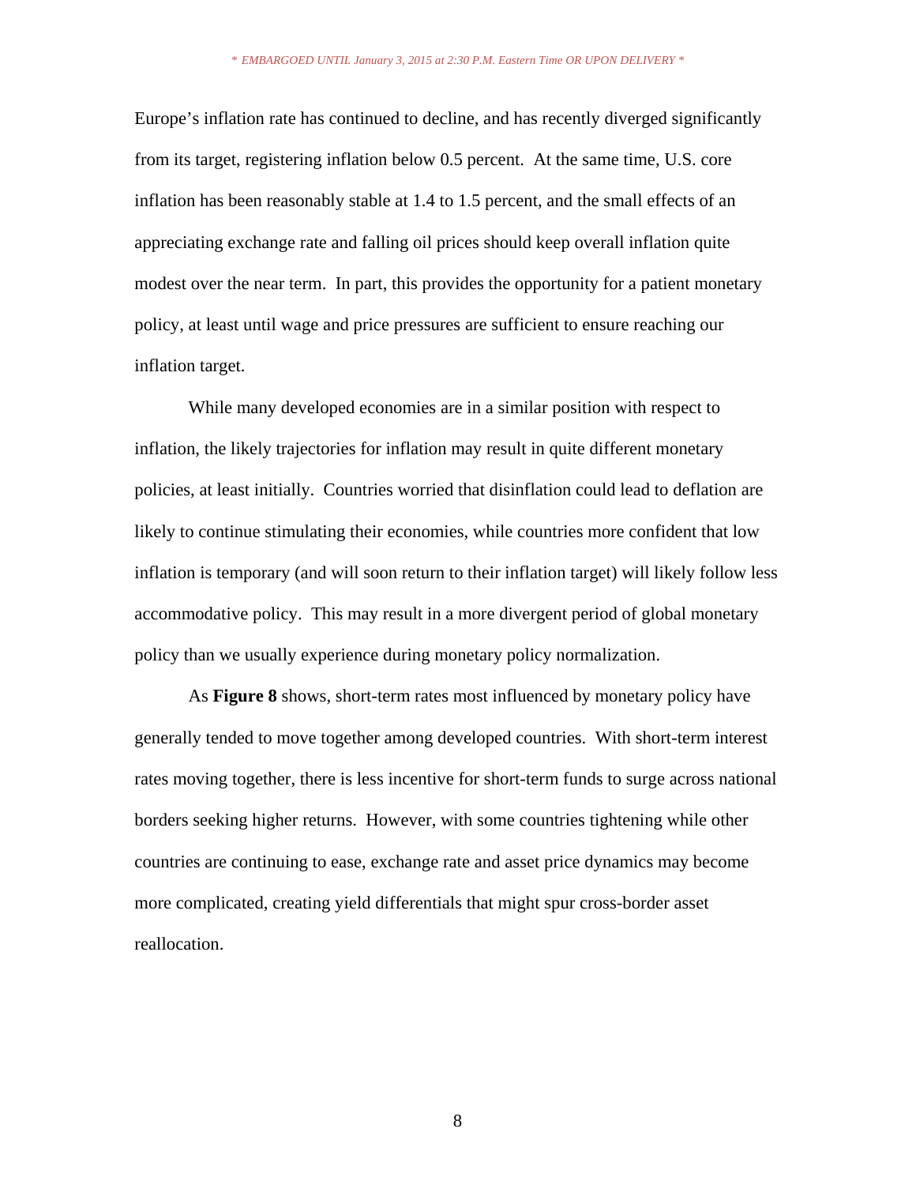Europe's inflation rate has continued to decline, and has recently diverged significantly from its target, registering inflation below 0.5 percent. At the same time, U.S. core inflation has been reasonably stable at 1.4 to 1.5 percent, and the small effects of an appreciating exchange rate and falling oil prices should keep overall inflation quite modest over the near term. In part, this provides the opportunity for a patient monetary policy, at least until wage and price pressures are sufficient to ensure reaching our inflation target.

While many developed economies are in a similar position with respect to inflation, the likely trajectories for inflation may result in quite different monetary policies, at least initially. Countries worried that disinflation could lead to deflation are likely to continue stimulating their economies, while countries more confident that low inflation is temporary (and will soon return to their inflation target) will likely follow less accommodative policy. This may result in a more divergent period of global monetary policy than we usually experience during monetary policy normalization.

As **Figure 8** shows, short-term rates most influenced by monetary policy have generally tended to move together among developed countries. With short-term interest rates moving together, there is less incentive for short-term funds to surge across national borders seeking higher returns. However, with some countries tightening while other countries are continuing to ease, exchange rate and asset price dynamics may become more complicated, creating yield differentials that might spur cross-border asset reallocation.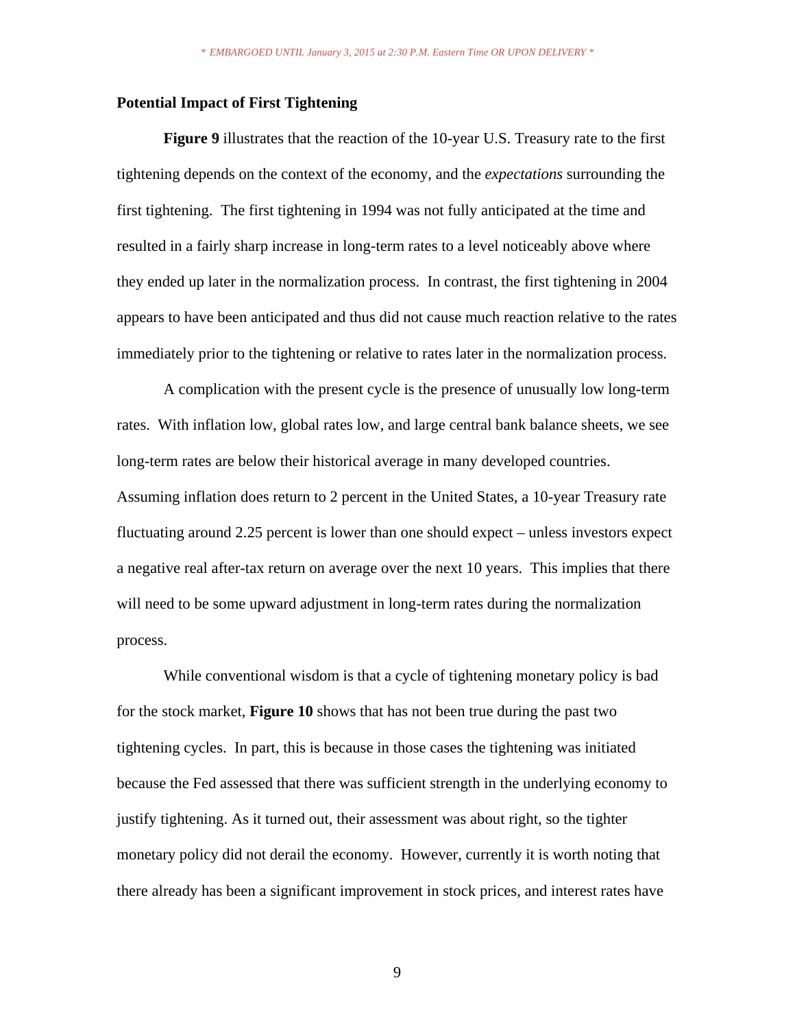## Potential Impact of First Tightening

**Figure 9** illustrates that the reaction of the 10-year U.S. Treasury rate to the first tightening depends on the context of the economy, and the *expectations* surrounding the first tightening. The first tightening in 1994 was not fully anticipated at the time and resulted in a fairly sharp increase in long-term rates to a level noticeably above where they ended up later in the normalization process. In contrast, the first tightening in 2004 appears to have been anticipated and thus did not cause much reaction relative to the rates immediately prior to the tightening or relative to rates later in the normalization process.

A complication with the present cycle is the presence of unusually low long-term rates. With inflation low, global rates low, and large central bank balance sheets, we see long-term rates are below their historical average in many developed countries. Assuming inflation does return to 2 percent in the United States, a 10-year Treasury rate fluctuating around 2.25 percent is lower than one should expect – unless investors expect a negative real after-tax return on average over the next 10 years. This implies that there will need to be some upward adjustment in long-term rates during the normalization process.

While conventional wisdom is that a cycle of tightening monetary policy is bad for the stock market, **Figure 10** shows that has not been true during the past two tightening cycles. In part, this is because in those cases the tightening was initiated because the Fed assessed that there was sufficient strength in the underlying economy to justify tightening. As it turned out, their assessment was about right, so the tighter monetary policy did not derail the economy. However, currently it is worth noting that there already has been a significant improvement in stock prices, and interest rates have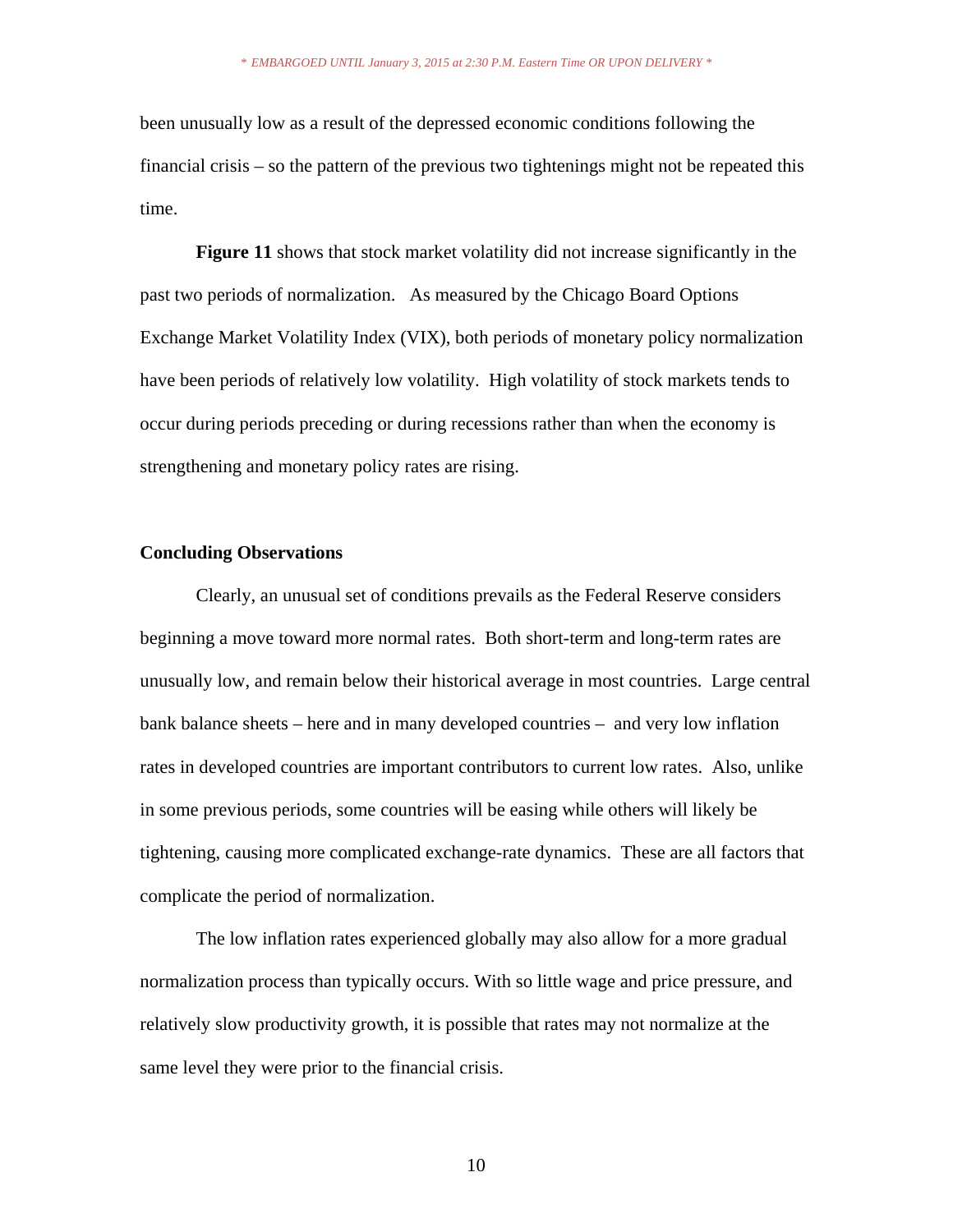been unusually low as a result of the depressed economic conditions following the financial crisis – so the pattern of the previous two tightenings might not be repeated this time.

**Figure 11** shows that stock market volatility did not increase significantly in the past two periods of normalization. As measured by the Chicago Board Options Exchange Market Volatility Index (VIX), both periods of monetary policy normalization have been periods of relatively low volatility. High volatility of stock markets tends to occur during periods preceding or during recessions rather than when the economy is strengthening and monetary policy rates are rising.

## Concluding Observations

Clearly, an unusual set of conditions prevails as the Federal Reserve considers beginning a move toward more normal rates. Both short-term and long-term rates are unusually low, and remain below their historical average in most countries. Large central bank balance sheets – here and in many developed countries – and very low inflation rates in developed countries are important contributors to current low rates. Also, unlike in some previous periods, some countries will be easing while others will likely be tightening, causing more complicated exchange-rate dynamics. These are all factors that complicate the period of normalization.

The low inflation rates experienced globally may also allow for a more gradual normalization process than typically occurs. With so little wage and price pressure, and relatively slow productivity growth, it is possible that rates may not normalize at the same level they were prior to the financial crisis.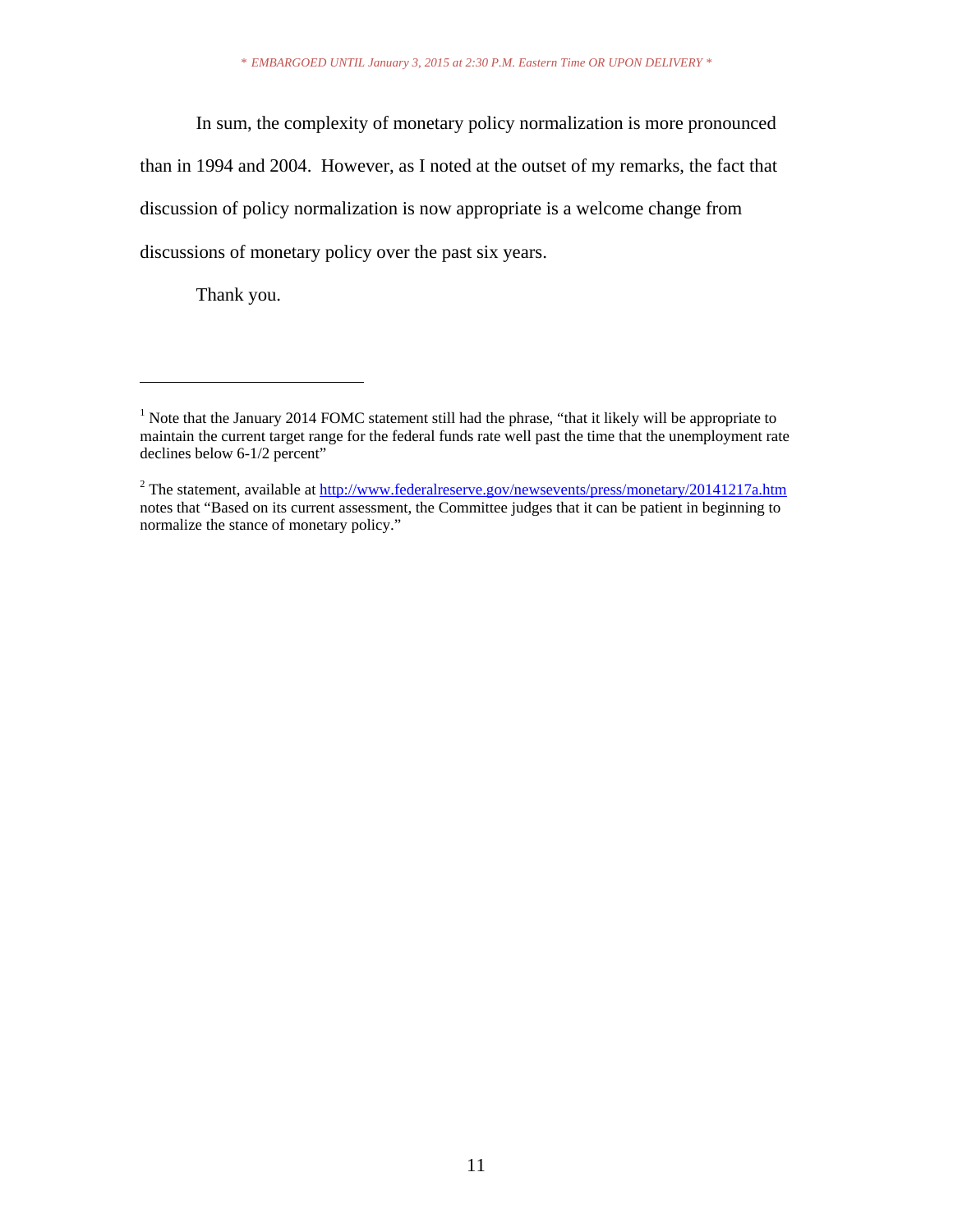In sum, the complexity of monetary policy normalization is more pronounced than in 1994 and 2004. However, as I noted at the outset of my remarks, the fact that discussion of policy normalization is now appropriate is a welcome change from discussions of monetary policy over the past six years.

Thank you.

---

[1] Note that the January 2014 FOMC statement still had the phrase, "that it likely will be appropriate to maintain the current target range for the federal funds rate well past the time that the unemployment rate declines below 6-1/2 percent"

[2] The statement, available at http://www.federalreserve.gov/newsevents/press/monetary/20141217a.htm notes that "Based on its current assessment, the Committee judges that it can be patient in beginning to normalize the stance of monetary policy."